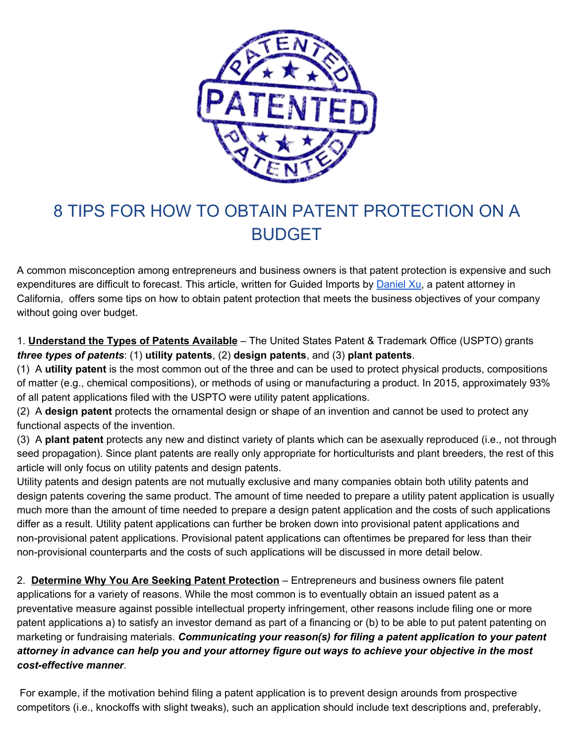# 8 TIPS FOR HOW TO OBTAIN PATENT PROTECTION ON A BUDGET

A common misconception among entrepreneurs and business owners is that patent protection is expensive and such expenditures are difficult to forecast. This article, written for Guided Imports by [Daniel Xu](), a patent attorney in California, offers some tips on how to obtain patent protection that meets the business objectives of your company without going over budget.

1. **Understand the Types of Patents Available** – The United States Patent & Trademark Office (USPTO) grants ***three types of patents***: (1) **utility patents**, (2) **design patents**, and (3) **plant patents**.

(1) A **utility patent** is the most common out of the three and can be used to protect physical products, compositions of matter (e.g., chemical compositions), or methods of using or manufacturing a product. In 2015, approximately 93% of all patent applications filed with the USPTO were utility patent applications.

(2) A **design patent** protects the ornamental design or shape of an invention and cannot be used to protect any functional aspects of the invention.

(3) A **plant patent** protects any new and distinct variety of plants which can be asexually reproduced (i.e., not through seed propagation). Since plant patents are really only appropriate for horticulturists and plant breeders, the rest of this article will only focus on utility patents and design patents.

Utility patents and design patents are not mutually exclusive and many companies obtain both utility patents and design patents covering the same product. The amount of time needed to prepare a utility patent application is usually much more than the amount of time needed to prepare a design patent application and the costs of such applications differ as a result. Utility patent applications can further be broken down into provisional patent applications and non-provisional patent applications. Provisional patent applications can oftentimes be prepared for less than their non-provisional counterparts and the costs of such applications will be discussed in more detail below.

2. **Determine Why You Are Seeking Patent Protection** – Entrepreneurs and business owners file patent applications for a variety of reasons. While the most common is to eventually obtain an issued patent as a preventative measure against possible intellectual property infringement, other reasons include filing one or more patent applications a) to satisfy an investor demand as part of a financing or (b) to be able to put patent patenting on marketing or fundraising materials. ***Communicating your reason(s) for filing a patent application to your patent attorney in advance can help you and your attorney figure out ways to achieve your objective in the most cost-effective manner***.

For example, if the motivation behind filing a patent application is to prevent design arounds from prospective competitors (i.e., knockoffs with slight tweaks), such an application should include text descriptions and, preferably,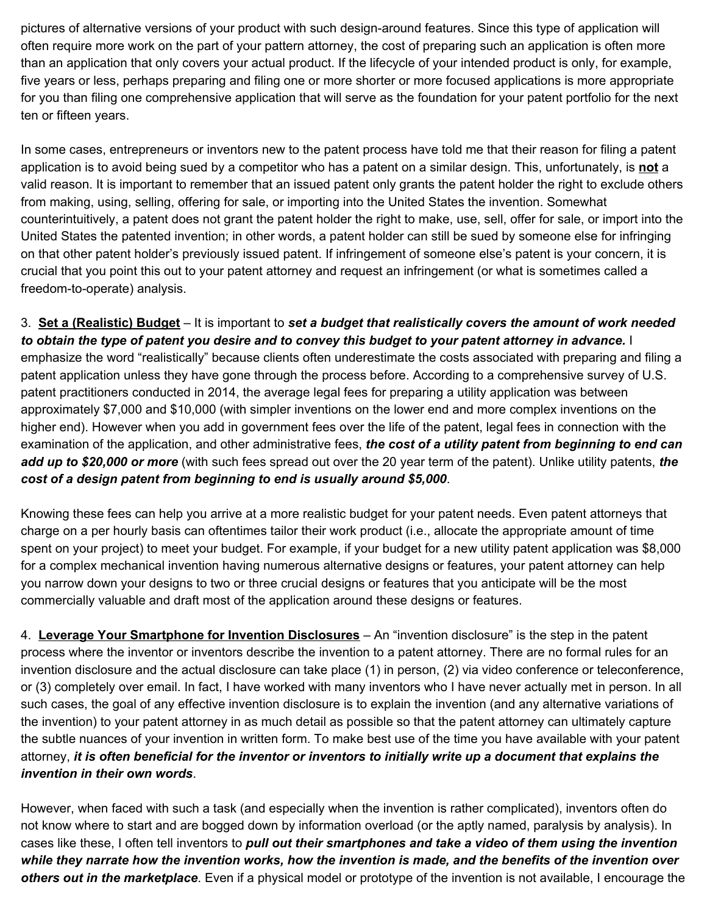pictures of alternative versions of your product with such design-around features. Since this type of application will often require more work on the part of your pattern attorney, the cost of preparing such an application is often more than an application that only covers your actual product. If the lifecycle of your intended product is only, for example, five years or less, perhaps preparing and filing one or more shorter or more focused applications is more appropriate for you than filing one comprehensive application that will serve as the foundation for your patent portfolio for the next ten or fifteen years.

In some cases, entrepreneurs or inventors new to the patent process have told me that their reason for filing a patent application is to avoid being sued by a competitor who has a patent on a similar design. This, unfortunately, is **not** a valid reason. It is important to remember that an issued patent only grants the patent holder the right to exclude others from making, using, selling, offering for sale, or importing into the United States the invention. Somewhat counterintuitively, a patent does not grant the patent holder the right to make, use, sell, offer for sale, or import into the United States the patented invention; in other words, a patent holder can still be sued by someone else for infringing on that other patent holder's previously issued patent. If infringement of someone else's patent is your concern, it is crucial that you point this out to your patent attorney and request an infringement (or what is sometimes called a freedom-to-operate) analysis.

3. **Set a (Realistic) Budget** – It is important to ***set a budget that realistically covers the amount of work needed to obtain the type of patent you desire and to convey this budget to your patent attorney in advance.*** I emphasize the word "realistically" because clients often underestimate the costs associated with preparing and filing a patent application unless they have gone through the process before. According to a comprehensive survey of U.S. patent practitioners conducted in 2014, the average legal fees for preparing a utility application was between approximately $7,000 and $10,000 (with simpler inventions on the lower end and more complex inventions on the higher end). However when you add in government fees over the life of the patent, legal fees in connection with the examination of the application, and other administrative fees, ***the cost of a utility patent from beginning to end can add up to $20,000 or more*** (with such fees spread out over the 20 year term of the patent). Unlike utility patents, ***the cost of a design patent from beginning to end is usually around $5,000***.

Knowing these fees can help you arrive at a more realistic budget for your patent needs. Even patent attorneys that charge on a per hourly basis can oftentimes tailor their work product (i.e., allocate the appropriate amount of time spent on your project) to meet your budget. For example, if your budget for a new utility patent application was $8,000 for a complex mechanical invention having numerous alternative designs or features, your patent attorney can help you narrow down your designs to two or three crucial designs or features that you anticipate will be the most commercially valuable and draft most of the application around these designs or features.

4. **Leverage Your Smartphone for Invention Disclosures** – An "invention disclosure" is the step in the patent process where the inventor or inventors describe the invention to a patent attorney. There are no formal rules for an invention disclosure and the actual disclosure can take place (1) in person, (2) via video conference or teleconference, or (3) completely over email. In fact, I have worked with many inventors who I have never actually met in person. In all such cases, the goal of any effective invention disclosure is to explain the invention (and any alternative variations of the invention) to your patent attorney in as much detail as possible so that the patent attorney can ultimately capture the subtle nuances of your invention in written form. To make best use of the time you have available with your patent attorney, ***it is often beneficial for the inventor or inventors to initially write up a document that explains the invention in their own words***.

However, when faced with such a task (and especially when the invention is rather complicated), inventors often do not know where to start and are bogged down by information overload (or the aptly named, paralysis by analysis). In cases like these, I often tell inventors to ***pull out their smartphones and take a video of them using the invention while they narrate how the invention works, how the invention is made, and the benefits of the invention over others out in the marketplace***. Even if a physical model or prototype of the invention is not available, I encourage the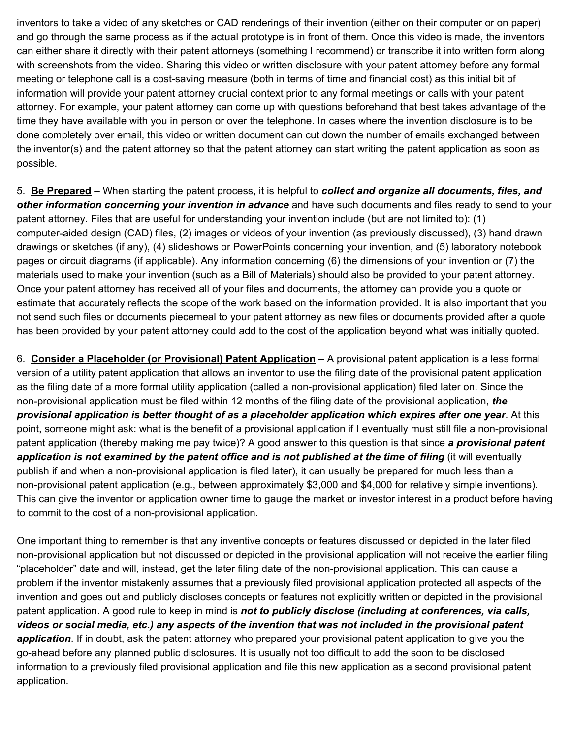inventors to take a video of any sketches or CAD renderings of their invention (either on their computer or on paper) and go through the same process as if the actual prototype is in front of them. Once this video is made, the inventors can either share it directly with their patent attorneys (something I recommend) or transcribe it into written form along with screenshots from the video. Sharing this video or written disclosure with your patent attorney before any formal meeting or telephone call is a cost-saving measure (both in terms of time and financial cost) as this initial bit of information will provide your patent attorney crucial context prior to any formal meetings or calls with your patent attorney. For example, your patent attorney can come up with questions beforehand that best takes advantage of the time they have available with you in person or over the telephone. In cases where the invention disclosure is to be done completely over email, this video or written document can cut down the number of emails exchanged between the inventor(s) and the patent attorney so that the patent attorney can start writing the patent application as soon as possible.

5. **<u>Be Prepared</u>** – When starting the patent process, it is helpful to ***collect and organize all documents, files, and other information concerning your invention in advance*** and have such documents and files ready to send to your patent attorney. Files that are useful for understanding your invention include (but are not limited to): (1) computer-aided design (CAD) files, (2) images or videos of your invention (as previously discussed), (3) hand drawn drawings or sketches (if any), (4) slideshows or PowerPoints concerning your invention, and (5) laboratory notebook pages or circuit diagrams (if applicable). Any information concerning (6) the dimensions of your invention or (7) the materials used to make your invention (such as a Bill of Materials) should also be provided to your patent attorney. Once your patent attorney has received all of your files and documents, the attorney can provide you a quote or estimate that accurately reflects the scope of the work based on the information provided. It is also important that you not send such files or documents piecemeal to your patent attorney as new files or documents provided after a quote has been provided by your patent attorney could add to the cost of the application beyond what was initially quoted.

6. **<u>Consider a Placeholder (or Provisional) Patent Application</u>** – A provisional patent application is a less formal version of a utility patent application that allows an inventor to use the filing date of the provisional patent application as the filing date of a more formal utility application (called a non-provisional application) filed later on. Since the non-provisional application must be filed within 12 months of the filing date of the provisional application, ***the provisional application is better thought of as a placeholder application which expires after one year***. At this point, someone might ask: what is the benefit of a provisional application if I eventually must still file a non-provisional patent application (thereby making me pay twice)? A good answer to this question is that since ***a provisional patent application is not examined by the patent office and is not published at the time of filing*** (it will eventually publish if and when a non-provisional application is filed later), it can usually be prepared for much less than a non-provisional patent application (e.g., between approximately $3,000 and $4,000 for relatively simple inventions). This can give the inventor or application owner time to gauge the market or investor interest in a product before having to commit to the cost of a non-provisional application.

One important thing to remember is that any inventive concepts or features discussed or depicted in the later filed non-provisional application but not discussed or depicted in the provisional application will not receive the earlier filing "placeholder" date and will, instead, get the later filing date of the non-provisional application. This can cause a problem if the inventor mistakenly assumes that a previously filed provisional application protected all aspects of the invention and goes out and publicly discloses concepts or features not explicitly written or depicted in the provisional patent application. A good rule to keep in mind is ***not to publicly disclose (including at conferences, via calls, videos or social media, etc.) any aspects of the invention that was not included in the provisional patent application***. If in doubt, ask the patent attorney who prepared your provisional patent application to give you the go-ahead before any planned public disclosures. It is usually not too difficult to add the soon to be disclosed information to a previously filed provisional application and file this new application as a second provisional patent application.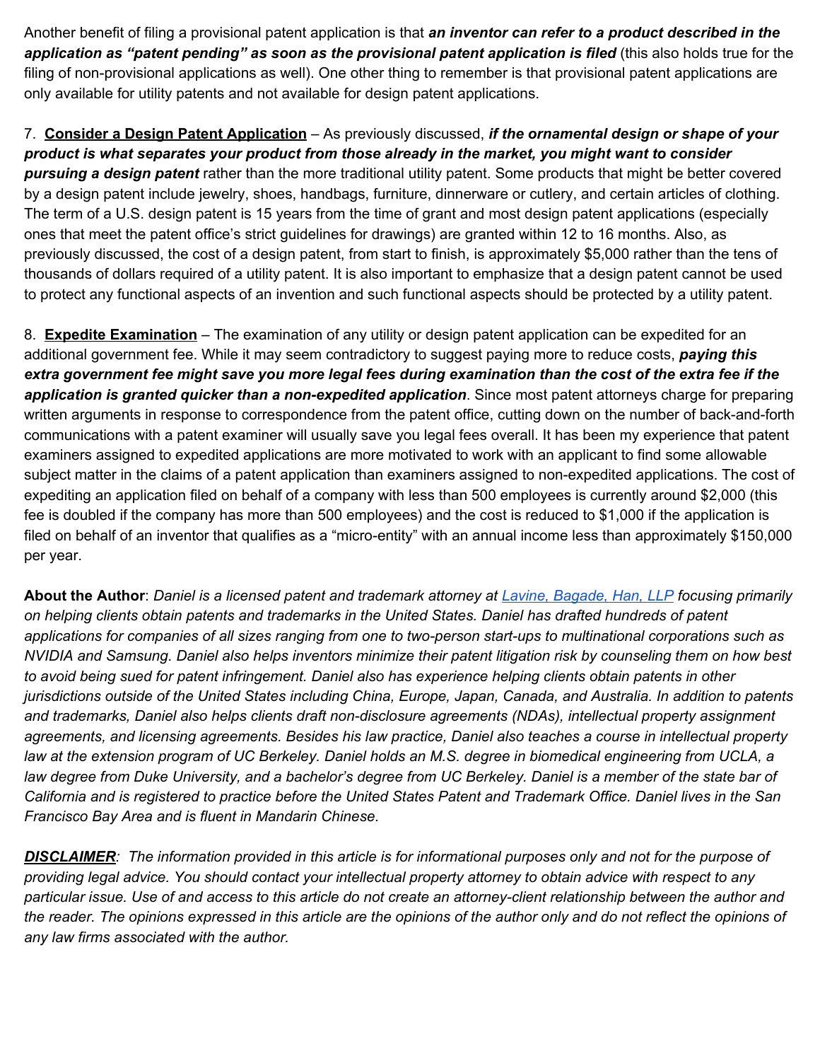Another benefit of filing a provisional patent application is that ***an inventor can refer to a product described in the application as "patent pending" as soon as the provisional patent application is filed*** (this also holds true for the filing of non-provisional applications as well). One other thing to remember is that provisional patent applications are only available for utility patents and not available for design patent applications.

7. **Consider a Design Patent Application** – As previously discussed, ***if the ornamental design or shape of your product is what separates your product from those already in the market, you might want to consider pursuing a design patent*** rather than the more traditional utility patent. Some products that might be better covered by a design patent include jewelry, shoes, handbags, furniture, dinnerware or cutlery, and certain articles of clothing. The term of a U.S. design patent is 15 years from the time of grant and most design patent applications (especially ones that meet the patent office's strict guidelines for drawings) are granted within 12 to 16 months. Also, as previously discussed, the cost of a design patent, from start to finish, is approximately $5,000 rather than the tens of thousands of dollars required of a utility patent. It is also important to emphasize that a design patent cannot be used to protect any functional aspects of an invention and such functional aspects should be protected by a utility patent.

8. **Expedite Examination** – The examination of any utility or design patent application can be expedited for an additional government fee. While it may seem contradictory to suggest paying more to reduce costs, ***paying this extra government fee might save you more legal fees during examination than the cost of the extra fee if the application is granted quicker than a non-expedited application***. Since most patent attorneys charge for preparing written arguments in response to correspondence from the patent office, cutting down on the number of back-and-forth communications with a patent examiner will usually save you legal fees overall. It has been my experience that patent examiners assigned to expedited applications are more motivated to work with an applicant to find some allowable subject matter in the claims of a patent application than examiners assigned to non-expedited applications. The cost of expediting an application filed on behalf of a company with less than 500 employees is currently around $2,000 (this fee is doubled if the company has more than 500 employees) and the cost is reduced to $1,000 if the application is filed on behalf of an inventor that qualifies as a "micro-entity" with an annual income less than approximately $150,000 per year.

**About the Author**: *Daniel is a licensed patent and trademark attorney at [Lavine, Bagade, Han, LLP] focusing primarily on helping clients obtain patents and trademarks in the United States. Daniel has drafted hundreds of patent applications for companies of all sizes ranging from one to two-person start-ups to multinational corporations such as NVIDIA and Samsung. Daniel also helps inventors minimize their patent litigation risk by counseling them on how best to avoid being sued for patent infringement. Daniel also has experience helping clients obtain patents in other jurisdictions outside of the United States including China, Europe, Japan, Canada, and Australia. In addition to patents and trademarks, Daniel also helps clients draft non-disclosure agreements (NDAs), intellectual property assignment agreements, and licensing agreements. Besides his law practice, Daniel also teaches a course in intellectual property law at the extension program of UC Berkeley. Daniel holds an M.S. degree in biomedical engineering from UCLA, a law degree from Duke University, and a bachelor's degree from UC Berkeley. Daniel is a member of the state bar of California and is registered to practice before the United States Patent and Trademark Office. Daniel lives in the San Francisco Bay Area and is fluent in Mandarin Chinese.*

***DISCLAIMER***: *The information provided in this article is for informational purposes only and not for the purpose of providing legal advice. You should contact your intellectual property attorney to obtain advice with respect to any particular issue. Use of and access to this article do not create an attorney-client relationship between the author and the reader. The opinions expressed in this article are the opinions of the author only and do not reflect the opinions of any law firms associated with the author.*